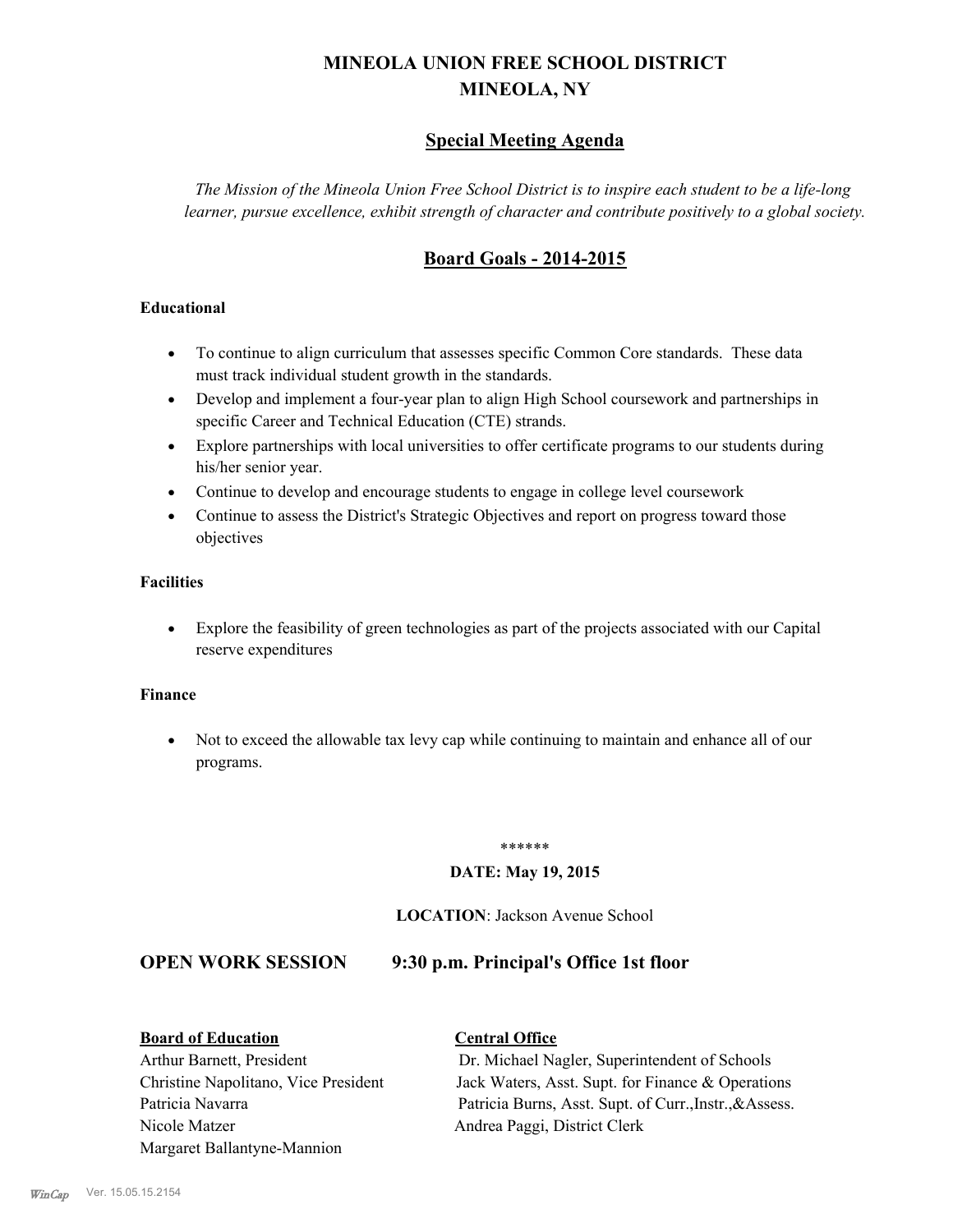# MINEOLA UNION FREE SCHOOL DISTRICT
# MINEOLA, NY

## Special Meeting Agenda

*The Mission of the Mineola Union Free School District is to inspire each student to be a life-long learner, pursue excellence, exhibit strength of character and contribute positively to a global society.*

## Board Goals - 2014-2015

**Educational**

- To continue to align curriculum that assesses specific Common Core standards. These data must track individual student growth in the standards.
- Develop and implement a four-year plan to align High School coursework and partnerships in specific Career and Technical Education (CTE) strands.
- Explore partnerships with local universities to offer certificate programs to our students during his/her senior year.
- Continue to develop and encourage students to engage in college level coursework
- Continue to assess the District's Strategic Objectives and report on progress toward those objectives

**Facilities**

- Explore the feasibility of green technologies as part of the projects associated with our Capital reserve expenditures

**Finance**

- Not to exceed the allowable tax levy cap while continuing to maintain and enhance all of our programs.

******

**DATE: May 19, 2015**

**LOCATION**: Jackson Avenue School

## OPEN WORK SESSION 9:30 p.m. Principal's Office 1st floor

| **Board of Education** | **Central Office** |
|---|---|
| Arthur Barnett, President | Dr. Michael Nagler, Superintendent of Schools |
| Christine Napolitano, Vice President | Jack Waters, Asst. Supt. for Finance & Operations |
| Patricia Navarra | Patricia Burns, Asst. Supt. of Curr.,Instr.,&Assess. |
| Nicole Matzer | Andrea Paggi, District Clerk |
| Margaret Ballantyne-Mannion | |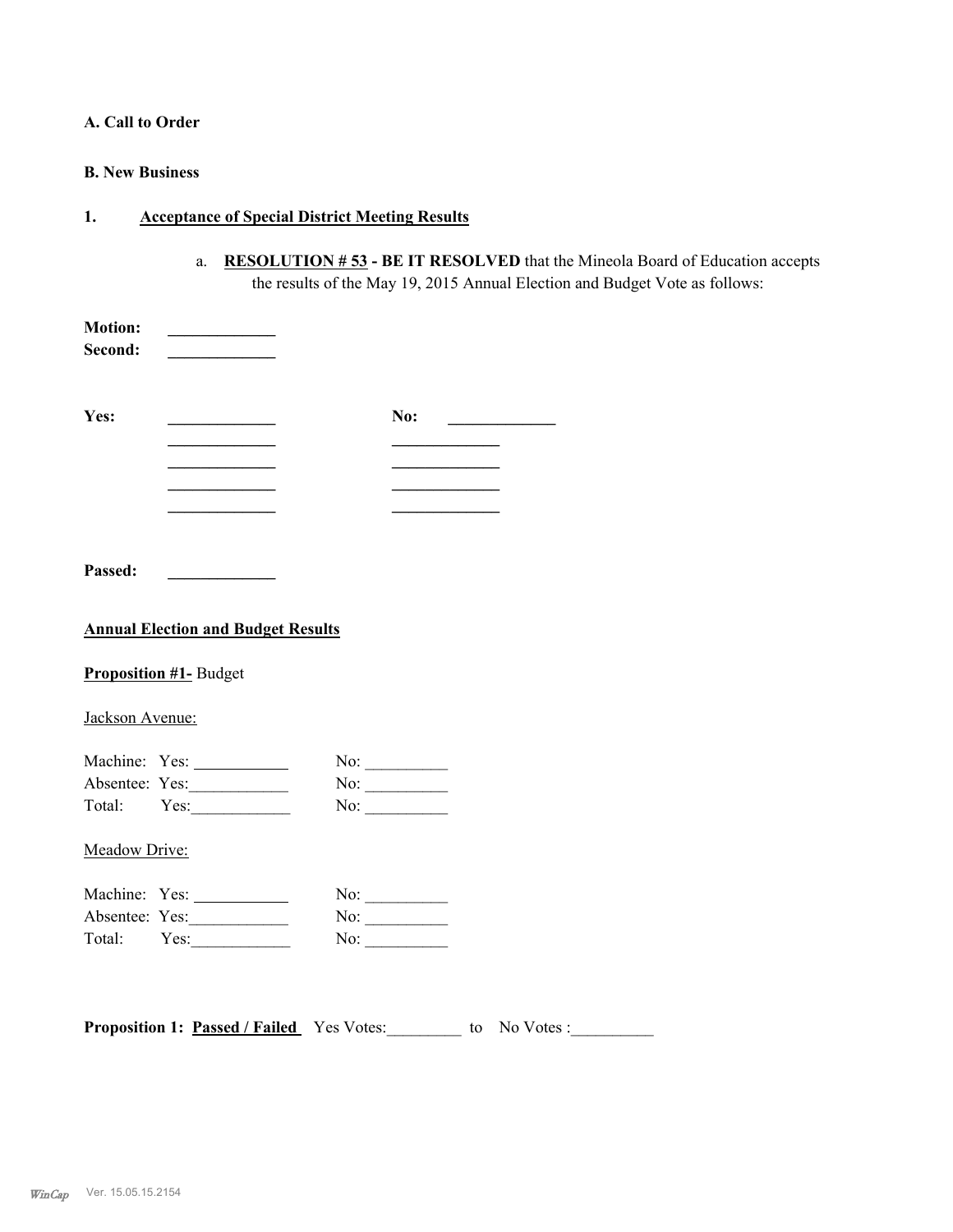**A. Call to Order**

**B. New Business**

**1. <u>Acceptance of Special District Meeting Results</u>**

a. **<u>RESOLUTION # 53</u> - BE IT RESOLVED** that the Mineola Board of Education accepts the results of the May 19, 2015 Annual Election and Budget Vote as follows:

**Motion:** _____________
**Second:** _____________

**Yes:** _____________ **No:** _____________
_____________ _____________
_____________ _____________
_____________ _____________
_____________ _____________

**Passed:** _____________

**<u>Annual Election and Budget Results</u>**

**<u>Proposition #1-</u>** Budget

<u>Jackson Avenue:</u>

Machine: Yes: ___________ No: __________
Absentee: Yes:___________ No: __________
Total: Yes:___________ No: __________

<u>Meadow Drive:</u>

Machine: Yes: ___________ No: __________
Absentee: Yes:___________ No: __________
Total: Yes:___________ No: __________

**Proposition 1: <u>Passed / Failed</u>** Yes Votes:_________ to No Votes :__________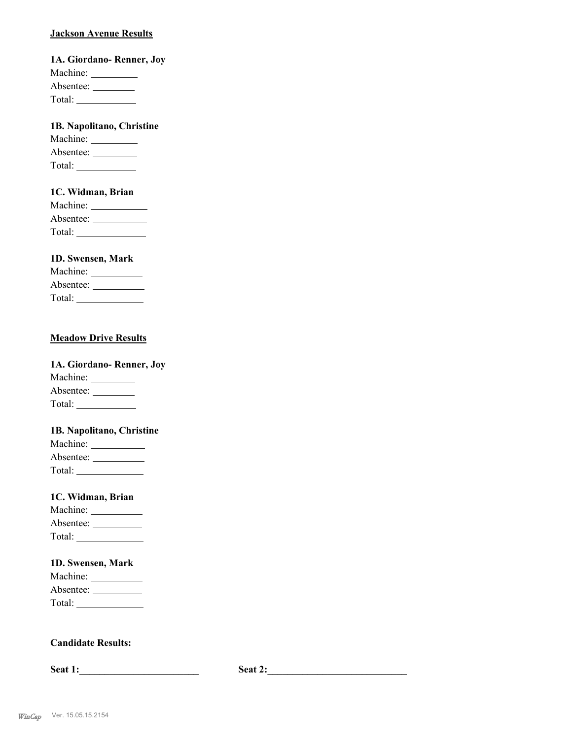**Jackson Avenue Results**

**1A. Giordano- Renner, Joy**

Machine: __________

Absentee: _________

Total: ____________

**1B. Napolitano, Christine**

Machine: __________

Absentee: __________

Total: ____________

**1C. Widman, Brian**

Machine: ____________

Absentee: ____________

Total: ______________

**1D. Swensen, Mark**

Machine: ___________

Absentee: ___________

Total: ______________

**Meadow Drive Results**

**1A. Giordano- Renner, Joy**

Machine: _________

Absentee: _________

Total: ____________

**1B. Napolitano, Christine**

Machine: ___________

Absentee: ___________

Total: ______________

**1C. Widman, Brian**

Machine: ___________

Absentee: __________

Total: ______________

**1D. Swensen, Mark**

Machine: ___________

Absentee: ___________

Total: ______________

**Candidate Results:**

**Seat 1:________________________** **Seat 2:____________________________**

WinCap Ver. 15.05.15.2154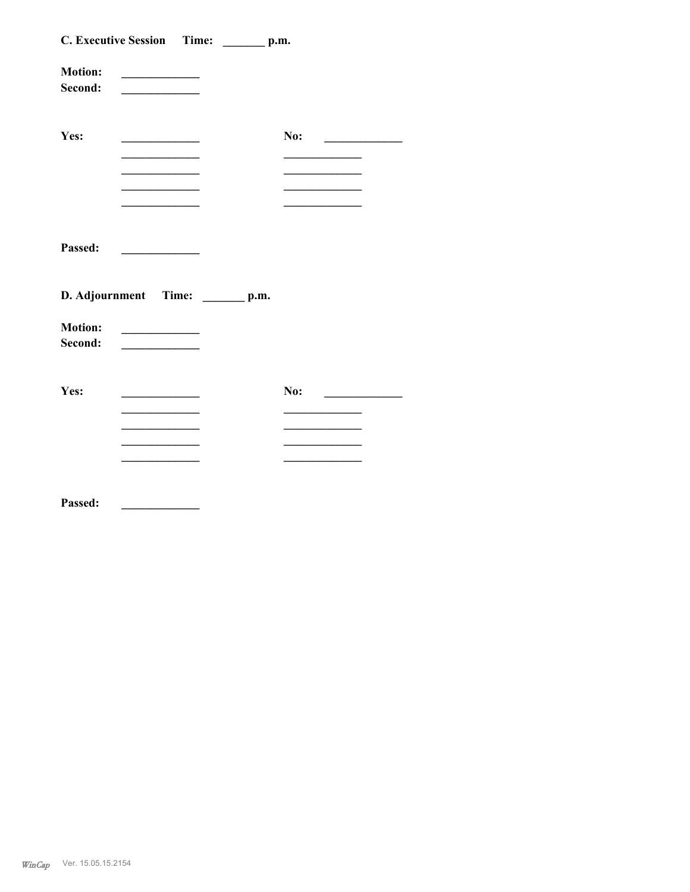**C. Executive Session     Time: _______ p.m.**

**Motion:** _____________
**Second:** _____________

| | | | |
|---|---|---|---|
| **Yes:** | _____________ | **No:** | _____________ |
| | _____________ | | _____________ |
| | _____________ | | _____________ |
| | _____________ | | _____________ |
| | _____________ | | _____________ |

**Passed:** _____________

**D. Adjournment     Time: _______ p.m.**

**Motion:** _____________
**Second:** _____________

| | | | |
|---|---|---|---|
| **Yes:** | _____________ | **No:** | _____________ |
| | _____________ | | _____________ |
| | _____________ | | _____________ |
| | _____________ | | _____________ |
| | _____________ | | _____________ |

**Passed:** _____________

*WinCap* Ver. 15.05.15.2154